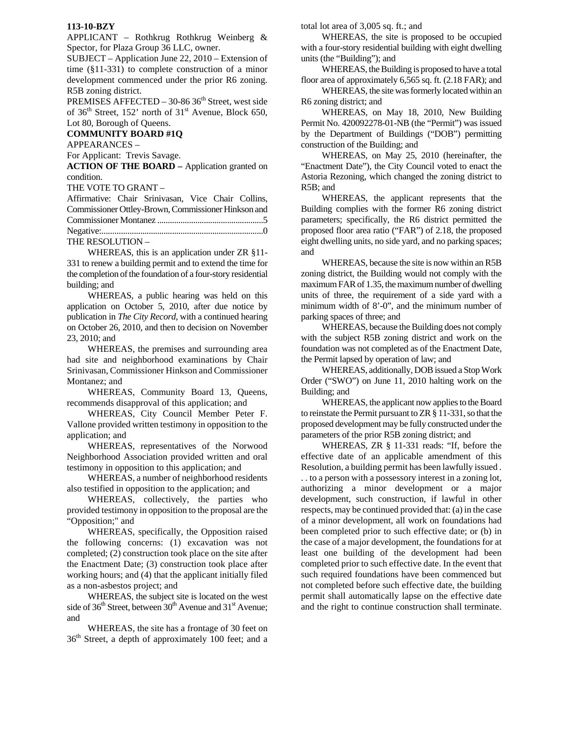**113-10-BZY**

APPLICANT – Rothkrug Rothkrug Weinberg & Spector, for Plaza Group 36 LLC, owner.

SUBJECT – Application June 22, 2010 – Extension of time (§11-331) to complete construction of a minor development commenced under the prior R6 zoning. R5B zoning district.

PREMISES AFFECTED – 30-86 36th Street, west side of 36th Street, 152' north of 31st Avenue, Block 650, Lot 80, Borough of Queens.

**COMMUNITY BOARD #1Q**

APPEARANCES –

For Applicant: Trevis Savage.

**ACTION OF THE BOARD –** Application granted on condition.

THE VOTE TO GRANT –

Affirmative: Chair Srinivasan, Vice Chair Collins, Commissioner Ottley-Brown, Commissioner Hinkson and Commissioner Montanez .................................................5

Negative:...........................................................................0

THE RESOLUTION –

WHEREAS, this is an application under ZR §11-331 to renew a building permit and to extend the time for the completion of the foundation of a four-story residential building; and

WHEREAS, a public hearing was held on this application on October 5, 2010, after due notice by publication in *The City Record*, with a continued hearing on October 26, 2010, and then to decision on November 23, 2010; and

WHEREAS, the premises and surrounding area had site and neighborhood examinations by Chair Srinivasan, Commissioner Hinkson and Commissioner Montanez; and

WHEREAS, Community Board 13, Queens, recommends disapproval of this application; and

WHEREAS, City Council Member Peter F. Vallone provided written testimony in opposition to the application; and

WHEREAS, representatives of the Norwood Neighborhood Association provided written and oral testimony in opposition to this application; and

WHEREAS, a number of neighborhood residents also testified in opposition to the application; and

WHEREAS, collectively, the parties who provided testimony in opposition to the proposal are the "Opposition;" and

WHEREAS, specifically, the Opposition raised the following concerns: (1) excavation was not completed; (2) construction took place on the site after the Enactment Date; (3) construction took place after working hours; and (4) that the applicant initially filed as a non-asbestos project; and

WHEREAS, the subject site is located on the west side of 36th Street, between 30th Avenue and 31st Avenue; and

WHEREAS, the site has a frontage of 30 feet on 36th Street, a depth of approximately 100 feet; and a total lot area of 3,005 sq. ft.; and

WHEREAS, the site is proposed to be occupied with a four-story residential building with eight dwelling units (the "Building"); and

WHEREAS, the Building is proposed to have a total floor area of approximately 6,565 sq. ft. (2.18 FAR); and

WHEREAS, the site was formerly located within an R6 zoning district; and

WHEREAS, on May 18, 2010, New Building Permit No. 420092278-01-NB (the "Permit") was issued by the Department of Buildings ("DOB") permitting construction of the Building; and

WHEREAS, on May 25, 2010 (hereinafter, the "Enactment Date"), the City Council voted to enact the Astoria Rezoning, which changed the zoning district to R5B; and

WHEREAS, the applicant represents that the Building complies with the former R6 zoning district parameters; specifically, the R6 district permitted the proposed floor area ratio ("FAR") of 2.18, the proposed eight dwelling units, no side yard, and no parking spaces; and

WHEREAS, because the site is now within an R5B zoning district, the Building would not comply with the maximum FAR of 1.35, the maximum number of dwelling units of three, the requirement of a side yard with a minimum width of 8'-0", and the minimum number of parking spaces of three; and

WHEREAS, because the Building does not comply with the subject R5B zoning district and work on the foundation was not completed as of the Enactment Date, the Permit lapsed by operation of law; and

WHEREAS, additionally, DOB issued a Stop Work Order ("SWO") on June 11, 2010 halting work on the Building; and

WHEREAS, the applicant now applies to the Board to reinstate the Permit pursuant to ZR § 11-331, so that the proposed development may be fully constructed under the parameters of the prior R5B zoning district; and

WHEREAS, ZR § 11-331 reads: "If, before the effective date of an applicable amendment of this Resolution, a building permit has been lawfully issued . . . to a person with a possessory interest in a zoning lot, authorizing a minor development or a major development, such construction, if lawful in other respects, may be continued provided that: (a) in the case of a minor development, all work on foundations had been completed prior to such effective date; or (b) in the case of a major development, the foundations for at least one building of the development had been completed prior to such effective date. In the event that such required foundations have been commenced but not completed before such effective date, the building permit shall automatically lapse on the effective date and the right to continue construction shall terminate.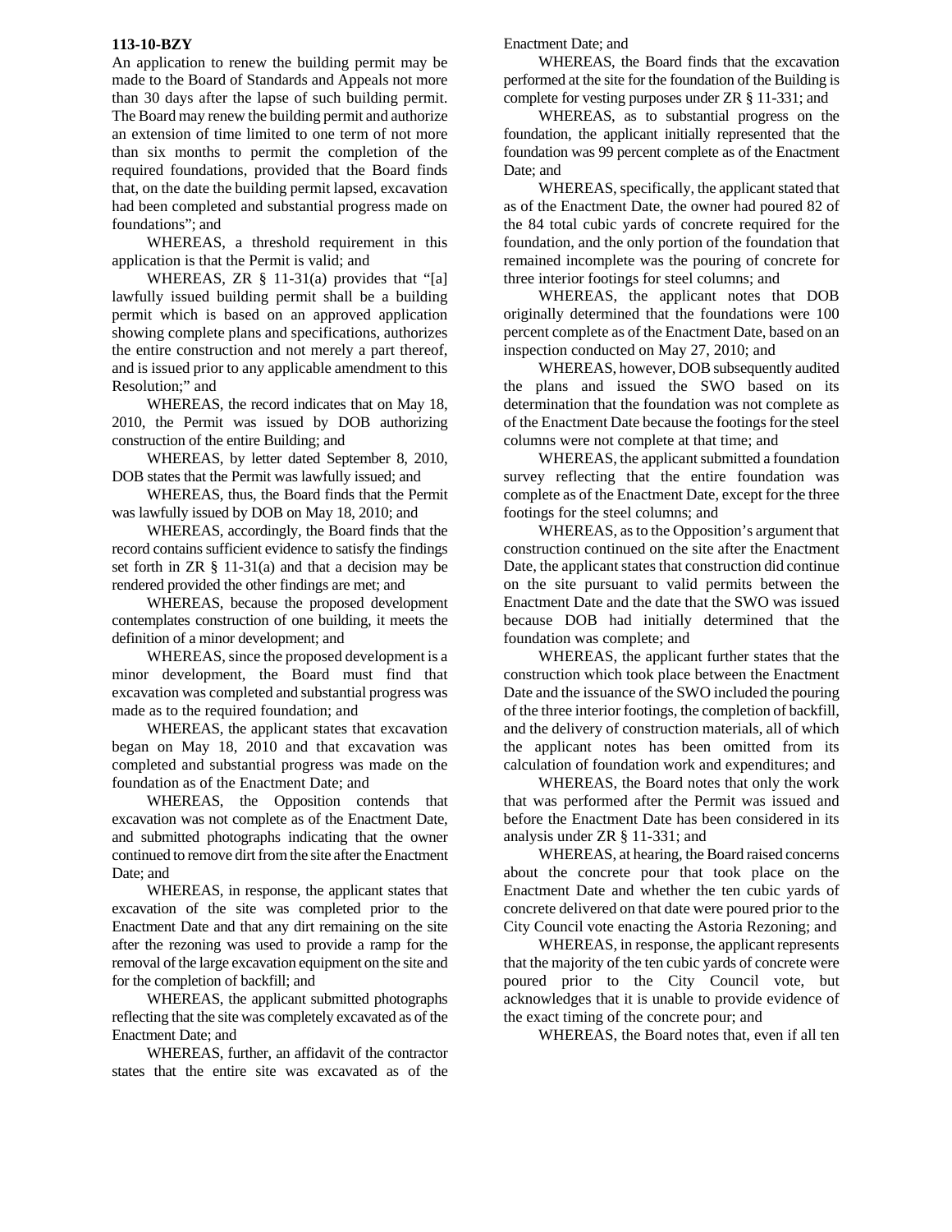**113-10-BZY**

An application to renew the building permit may be made to the Board of Standards and Appeals not more than 30 days after the lapse of such building permit. The Board may renew the building permit and authorize an extension of time limited to one term of not more than six months to permit the completion of the required foundations, provided that the Board finds that, on the date the building permit lapsed, excavation had been completed and substantial progress made on foundations"; and

WHEREAS, a threshold requirement in this application is that the Permit is valid; and

WHEREAS, ZR § 11-31(a) provides that "[a] lawfully issued building permit shall be a building permit which is based on an approved application showing complete plans and specifications, authorizes the entire construction and not merely a part thereof, and is issued prior to any applicable amendment to this Resolution;" and

WHEREAS, the record indicates that on May 18, 2010, the Permit was issued by DOB authorizing construction of the entire Building; and

WHEREAS, by letter dated September 8, 2010, DOB states that the Permit was lawfully issued; and

WHEREAS, thus, the Board finds that the Permit was lawfully issued by DOB on May 18, 2010; and

WHEREAS, accordingly, the Board finds that the record contains sufficient evidence to satisfy the findings set forth in ZR § 11-31(a) and that a decision may be rendered provided the other findings are met; and

WHEREAS, because the proposed development contemplates construction of one building, it meets the definition of a minor development; and

WHEREAS, since the proposed development is a minor development, the Board must find that excavation was completed and substantial progress was made as to the required foundation; and

WHEREAS, the applicant states that excavation began on May 18, 2010 and that excavation was completed and substantial progress was made on the foundation as of the Enactment Date; and

WHEREAS, the Opposition contends that excavation was not complete as of the Enactment Date, and submitted photographs indicating that the owner continued to remove dirt from the site after the Enactment Date; and

WHEREAS, in response, the applicant states that excavation of the site was completed prior to the Enactment Date and that any dirt remaining on the site after the rezoning was used to provide a ramp for the removal of the large excavation equipment on the site and for the completion of backfill; and

WHEREAS, the applicant submitted photographs reflecting that the site was completely excavated as of the Enactment Date; and

WHEREAS, further, an affidavit of the contractor states that the entire site was excavated as of the Enactment Date; and

WHEREAS, the Board finds that the excavation performed at the site for the foundation of the Building is complete for vesting purposes under ZR § 11-331; and

WHEREAS, as to substantial progress on the foundation, the applicant initially represented that the foundation was 99 percent complete as of the Enactment Date; and

WHEREAS, specifically, the applicant stated that as of the Enactment Date, the owner had poured 82 of the 84 total cubic yards of concrete required for the foundation, and the only portion of the foundation that remained incomplete was the pouring of concrete for three interior footings for steel columns; and

WHEREAS, the applicant notes that DOB originally determined that the foundations were 100 percent complete as of the Enactment Date, based on an inspection conducted on May 27, 2010; and

WHEREAS, however, DOB subsequently audited the plans and issued the SWO based on its determination that the foundation was not complete as of the Enactment Date because the footings for the steel columns were not complete at that time; and

WHEREAS, the applicant submitted a foundation survey reflecting that the entire foundation was complete as of the Enactment Date, except for the three footings for the steel columns; and

WHEREAS, as to the Opposition's argument that construction continued on the site after the Enactment Date, the applicant states that construction did continue on the site pursuant to valid permits between the Enactment Date and the date that the SWO was issued because DOB had initially determined that the foundation was complete; and

WHEREAS, the applicant further states that the construction which took place between the Enactment Date and the issuance of the SWO included the pouring of the three interior footings, the completion of backfill, and the delivery of construction materials, all of which the applicant notes has been omitted from its calculation of foundation work and expenditures; and

WHEREAS, the Board notes that only the work that was performed after the Permit was issued and before the Enactment Date has been considered in its analysis under ZR § 11-331; and

WHEREAS, at hearing, the Board raised concerns about the concrete pour that took place on the Enactment Date and whether the ten cubic yards of concrete delivered on that date were poured prior to the City Council vote enacting the Astoria Rezoning; and

WHEREAS, in response, the applicant represents that the majority of the ten cubic yards of concrete were poured prior to the City Council vote, but acknowledges that it is unable to provide evidence of the exact timing of the concrete pour; and

WHEREAS, the Board notes that, even if all ten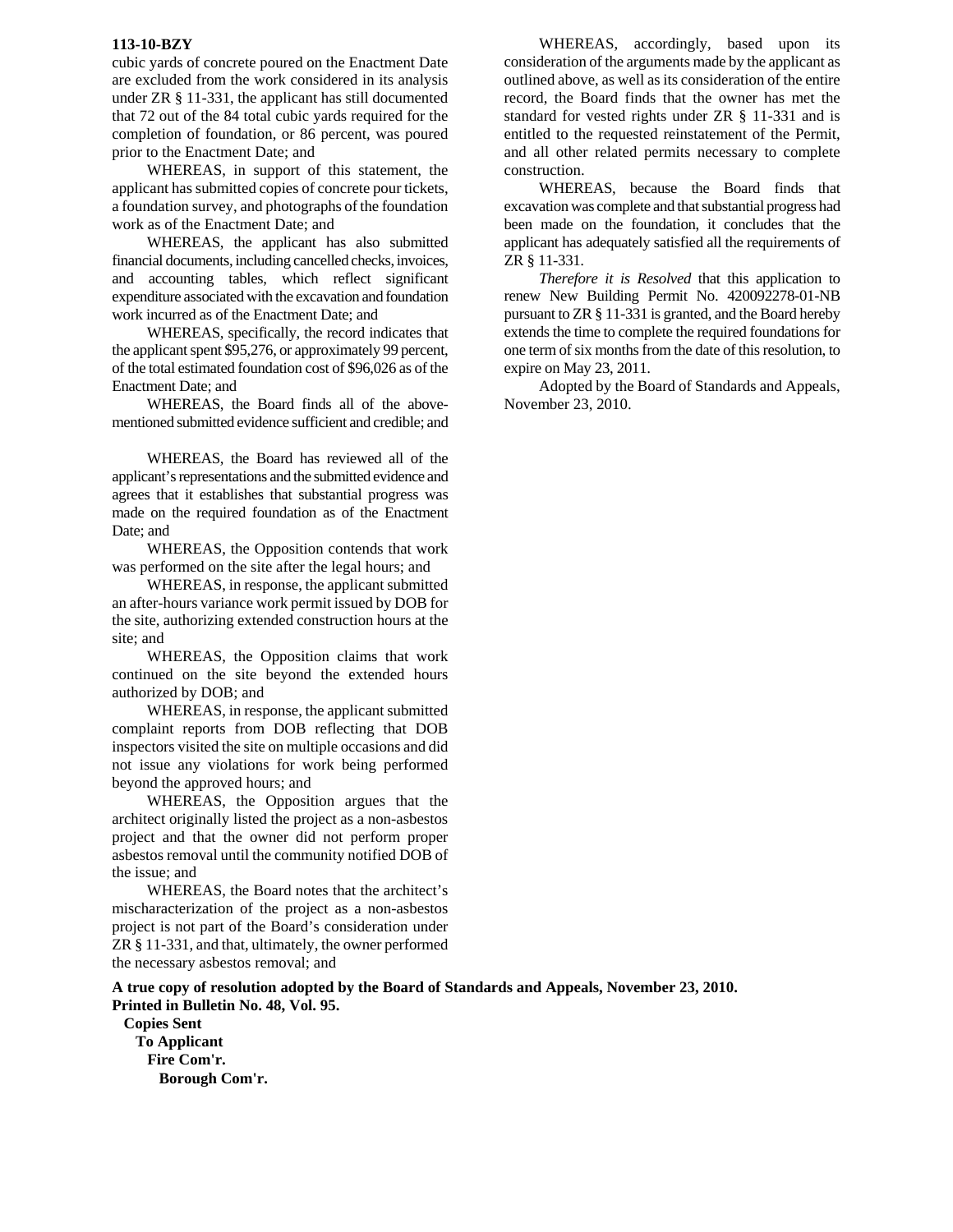**113-10-BZY**

cubic yards of concrete poured on the Enactment Date are excluded from the work considered in its analysis under ZR § 11-331, the applicant has still documented that 72 out of the 84 total cubic yards required for the completion of foundation, or 86 percent, was poured prior to the Enactment Date; and

WHEREAS, in support of this statement, the applicant has submitted copies of concrete pour tickets, a foundation survey, and photographs of the foundation work as of the Enactment Date; and

WHEREAS, the applicant has also submitted financial documents, including cancelled checks, invoices, and accounting tables, which reflect significant expenditure associated with the excavation and foundation work incurred as of the Enactment Date; and

WHEREAS, specifically, the record indicates that the applicant spent $95,276, or approximately 99 percent, of the total estimated foundation cost of $96,026 as of the Enactment Date; and

WHEREAS, the Board finds all of the above-mentioned submitted evidence sufficient and credible; and

WHEREAS, the Board has reviewed all of the applicant's representations and the submitted evidence and agrees that it establishes that substantial progress was made on the required foundation as of the Enactment Date; and

WHEREAS, the Opposition contends that work was performed on the site after the legal hours; and

WHEREAS, in response, the applicant submitted an after-hours variance work permit issued by DOB for the site, authorizing extended construction hours at the site; and

WHEREAS, the Opposition claims that work continued on the site beyond the extended hours authorized by DOB; and

WHEREAS, in response, the applicant submitted complaint reports from DOB reflecting that DOB inspectors visited the site on multiple occasions and did not issue any violations for work being performed beyond the approved hours; and

WHEREAS, the Opposition argues that the architect originally listed the project as a non-asbestos project and that the owner did not perform proper asbestos removal until the community notified DOB of the issue; and

WHEREAS, the Board notes that the architect's mischaracterization of the project as a non-asbestos project is not part of the Board's consideration under ZR § 11-331, and that, ultimately, the owner performed the necessary asbestos removal; and

WHEREAS, accordingly, based upon its consideration of the arguments made by the applicant as outlined above, as well as its consideration of the entire record, the Board finds that the owner has met the standard for vested rights under ZR § 11-331 and is entitled to the requested reinstatement of the Permit, and all other related permits necessary to complete construction.

WHEREAS, because the Board finds that excavation was complete and that substantial progress had been made on the foundation, it concludes that the applicant has adequately satisfied all the requirements of ZR § 11-331.

*Therefore it is Resolved* that this application to renew New Building Permit No. 420092278-01-NB pursuant to ZR § 11-331 is granted, and the Board hereby extends the time to complete the required foundations for one term of six months from the date of this resolution, to expire on May 23, 2011.

Adopted by the Board of Standards and Appeals, November 23, 2010.

**A true copy of resolution adopted by the Board of Standards and Appeals, November 23, 2010.**
**Printed in Bulletin No. 48, Vol. 95.**

**Copies Sent**
**To Applicant**
**Fire Com'r.**
**Borough Com'r.**